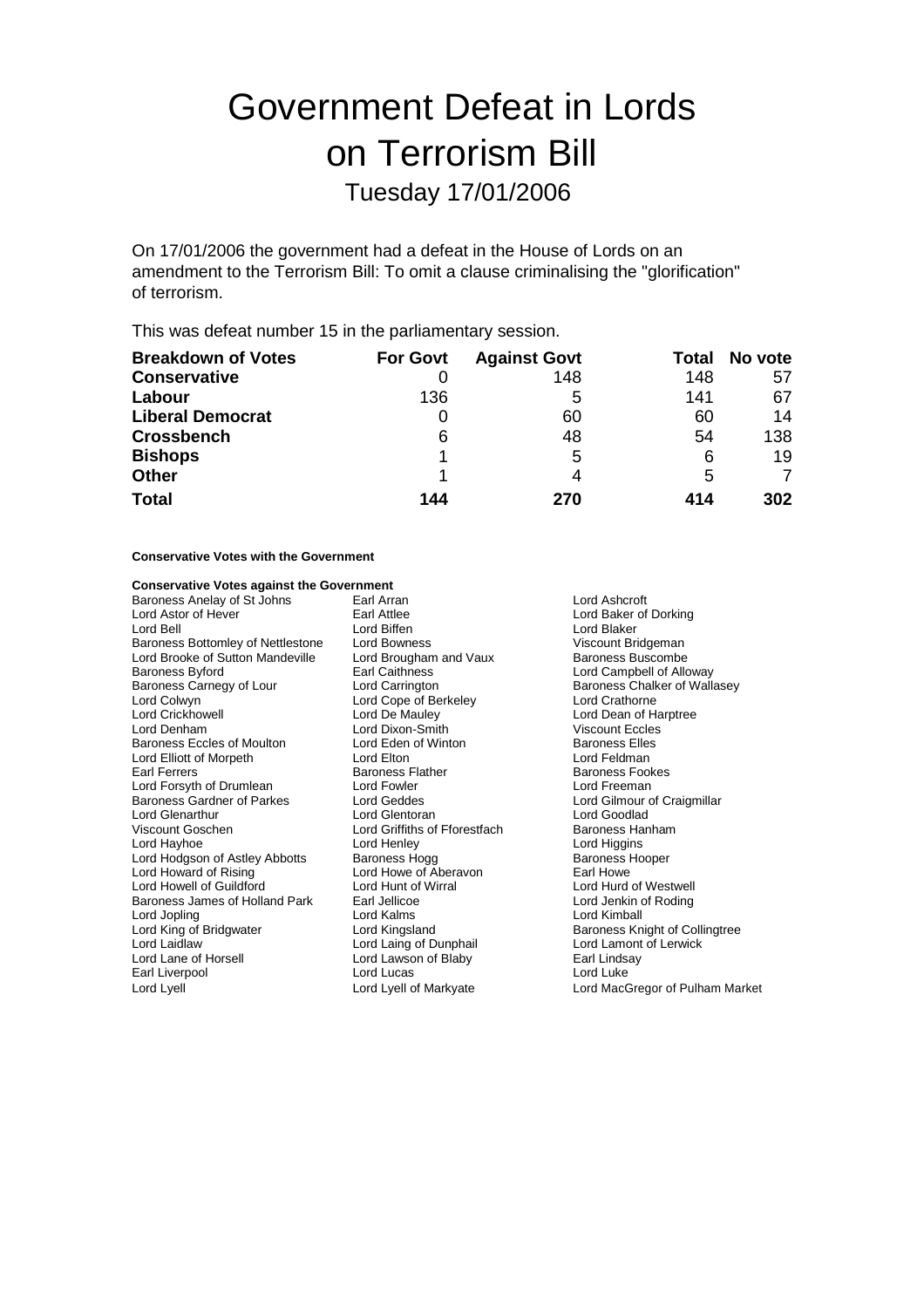# Government Defeat in Lords on Terrorism Bill

## Tuesday 17/01/2006

On 17/01/2006 the government had a defeat in the House of Lords on an amendment to the Terrorism Bill: To omit a clause criminalising the "glorification" of terrorism.

This was defeat number 15 in the parliamentary session.

| Breakdown of Votes | For Govt | Against Govt | Total | No vote |
|---|---|---|---|---|
| **Conservative** | 0 | 148 | 148 | 57 |
| **Labour** | 136 | 5 | 141 | 67 |
| **Liberal Democrat** | 0 | 60 | 60 | 14 |
| **Crossbench** | 6 | 48 | 54 | 138 |
| **Bishops** | 1 | 5 | 6 | 19 |
| **Other** | 1 | 4 | 5 | 7 |
| **Total** | **144** | **270** | **414** | **302** |

**Conservative Votes with the Government**

**Conservative Votes against the Government**

Baroness Anelay of St Johns
Earl Arran
Lord Ashcroft
Lord Astor of Hever
Earl Attlee
Lord Baker of Dorking
Lord Bell
Lord Biffen
Lord Blaker
Baroness Bottomley of Nettlestone
Lord Bowness
Viscount Bridgeman
Lord Brooke of Sutton Mandeville
Lord Brougham and Vaux
Baroness Buscombe
Baroness Byford
Earl Caithness
Lord Campbell of Alloway
Baroness Carnegy of Lour
Lord Carrington
Baroness Chalker of Wallasey
Lord Colwyn
Lord Cope of Berkeley
Lord Crathorne
Lord Crickhowell
Lord De Mauley
Lord Dean of Harptree
Lord Denham
Lord Dixon-Smith
Viscount Eccles
Baroness Eccles of Moulton
Lord Eden of Winton
Baroness Elles
Lord Elliott of Morpeth
Lord Elton
Lord Feldman
Earl Ferrers
Baroness Flather
Baroness Fookes
Lord Forsyth of Drumlean
Lord Fowler
Lord Freeman
Baroness Gardner of Parkes
Lord Geddes
Lord Gilmour of Craigmillar
Lord Glenarthur
Lord Glentoran
Lord Goodlad
Viscount Goschen
Lord Griffiths of Fforestfach
Baroness Hanham
Lord Hayhoe
Lord Henley
Lord Higgins
Lord Hodgson of Astley Abbotts
Baroness Hogg
Baroness Hooper
Lord Howard of Rising
Lord Howe of Aberavon
Earl Howe
Lord Howell of Guildford
Lord Hunt of Wirral
Lord Hurd of Westwell
Baroness James of Holland Park
Earl Jellicoe
Lord Jenkin of Roding
Lord Jopling
Lord Kalms
Lord Kimball
Lord King of Bridgwater
Lord Kingsland
Baroness Knight of Collingtree
Lord Laidlaw
Lord Laing of Dunphail
Lord Lamont of Lerwick
Lord Lane of Horsell
Lord Lawson of Blaby
Earl Lindsay
Earl Liverpool
Lord Lucas
Lord Luke
Lord Lyell
Lord Lyell of Markyate
Lord MacGregor of Pulham Market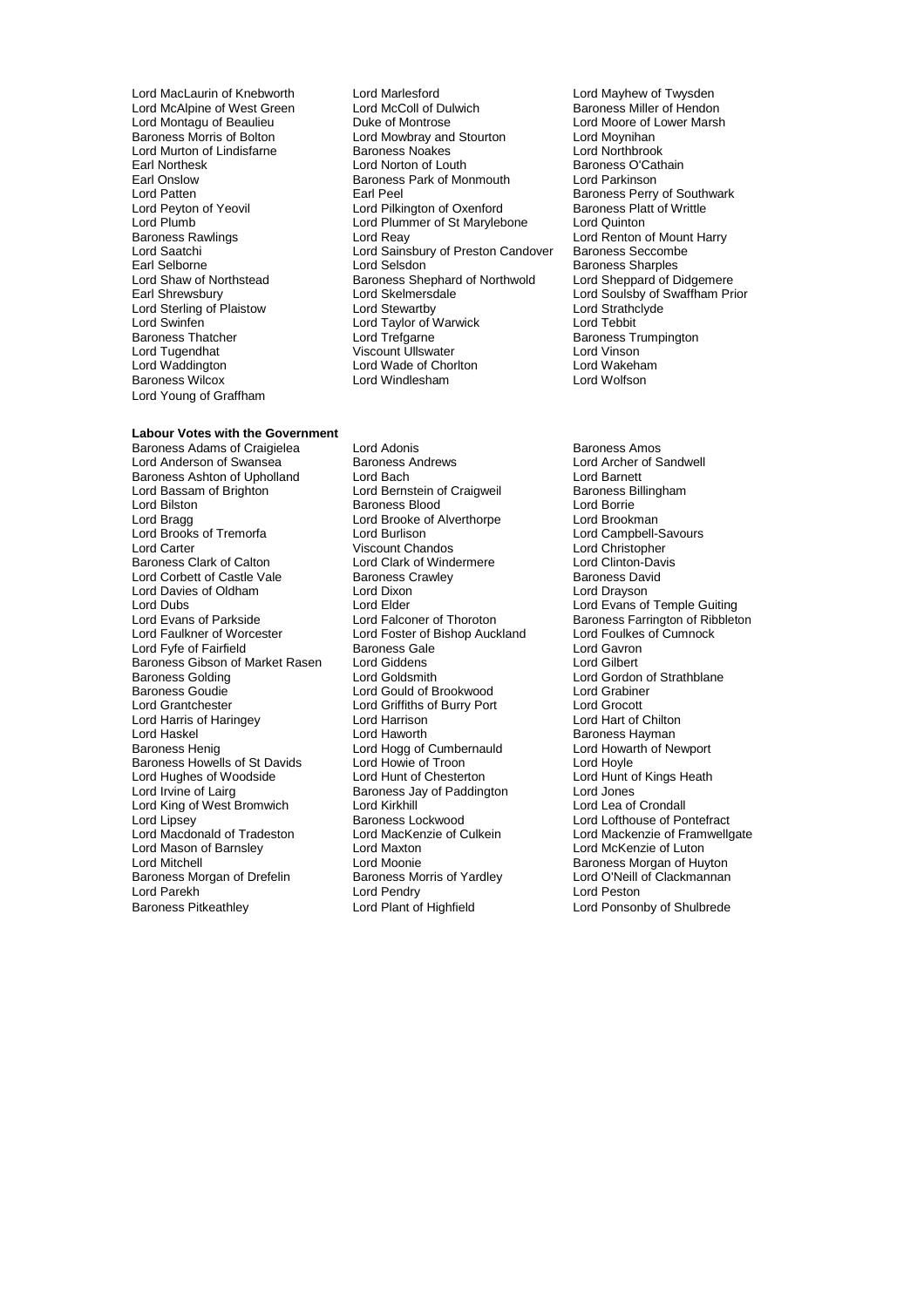Lord MacLaurin of Knebworth
Lord Marlesford
Lord Mayhew of Twysden
Lord McAlpine of West Green
Lord McColl of Dulwich
Baroness Miller of Hendon
Lord Montagu of Beaulieu
Duke of Montrose
Lord Moore of Lower Marsh
Baroness Morris of Bolton
Lord Mowbray and Stourton
Lord Moynihan
Lord Murton of Lindisfarne
Baroness Noakes
Lord Northbrook
Earl Northesk
Lord Norton of Louth
Baroness O'Cathain
Earl Onslow
Baroness Park of Monmouth
Lord Parkinson
Lord Patten
Earl Peel
Baroness Perry of Southwark
Lord Peyton of Yeovil
Lord Pilkington of Oxenford
Baroness Platt of Writtle
Lord Plumb
Lord Plummer of St Marylebone
Lord Quinton
Baroness Rawlings
Lord Reay
Lord Renton of Mount Harry
Lord Saatchi
Lord Sainsbury of Preston Candover
Baroness Seccombe
Earl Selborne
Lord Selsdon
Baroness Sharples
Lord Shaw of Northstead
Baroness Shephard of Northwold
Lord Sheppard of Didgemere
Earl Shrewsbury
Lord Skelmersdale
Lord Soulsby of Swaffham Prior
Lord Sterling of Plaistow
Lord Stewartby
Lord Strathclyde
Lord Swinfen
Lord Taylor of Warwick
Lord Tebbit
Baroness Thatcher
Lord Trefgarne
Baroness Trumpington
Lord Tugendhat
Viscount Ullswater
Lord Vinson
Lord Waddington
Lord Wade of Chorlton
Lord Wakeham
Baroness Wilcox
Lord Windlesham
Lord Wolfson
Lord Young of Graffham

**Labour Votes with the Government**

Baroness Adams of Craigielea
Lord Adonis
Baroness Amos
Lord Anderson of Swansea
Baroness Andrews
Lord Archer of Sandwell
Baroness Ashton of Upholland
Lord Bach
Lord Barnett
Lord Bassam of Brighton
Lord Bernstein of Craigweil
Baroness Billingham
Lord Bilston
Baroness Blood
Lord Borrie
Lord Bragg
Lord Brooke of Alverthorpe
Lord Brookman
Lord Brooks of Tremorfa
Lord Burlison
Lord Campbell-Savours
Lord Carter
Viscount Chandos
Lord Christopher
Baroness Clark of Calton
Lord Clark of Windermere
Lord Clinton-Davis
Lord Corbett of Castle Vale
Baroness Crawley
Baroness David
Lord Davies of Oldham
Lord Dixon
Lord Drayson
Lord Dubs
Lord Elder
Lord Evans of Temple Guiting
Lord Evans of Parkside
Lord Falconer of Thoroton
Baroness Farrington of Ribbleton
Lord Faulkner of Worcester
Lord Foster of Bishop Auckland
Lord Foulkes of Cumnock
Lord Fyfe of Fairfield
Baroness Gale
Lord Gavron
Baroness Gibson of Market Rasen
Lord Giddens
Lord Gilbert
Baroness Golding
Lord Goldsmith
Lord Gordon of Strathblane
Baroness Goudie
Lord Gould of Brookwood
Lord Grabiner
Lord Grantchester
Lord Griffiths of Burry Port
Lord Grocott
Lord Harris of Haringey
Lord Harrison
Lord Hart of Chilton
Lord Haskel
Lord Haworth
Baroness Hayman
Baroness Henig
Lord Hogg of Cumbernauld
Lord Howarth of Newport
Baroness Howells of St Davids
Lord Howie of Troon
Lord Hoyle
Lord Hughes of Woodside
Lord Hunt of Chesterton
Lord Hunt of Kings Heath
Lord Irvine of Lairg
Baroness Jay of Paddington
Lord Jones
Lord King of West Bromwich
Lord Kirkhill
Lord Lea of Crondall
Lord Lipsey
Baroness Lockwood
Lord Lofthouse of Pontefract
Lord Macdonald of Tradeston
Lord MacKenzie of Culkein
Lord Mackenzie of Framwellgate
Lord Mason of Barnsley
Lord Maxton
Lord McKenzie of Luton
Lord Mitchell
Lord Moonie
Baroness Morgan of Huyton
Baroness Morgan of Drefelin
Baroness Morris of Yardley
Lord O'Neill of Clackmannan
Lord Parekh
Lord Pendry
Lord Peston
Baroness Pitkeathley
Lord Plant of Highfield
Lord Ponsonby of Shulbrede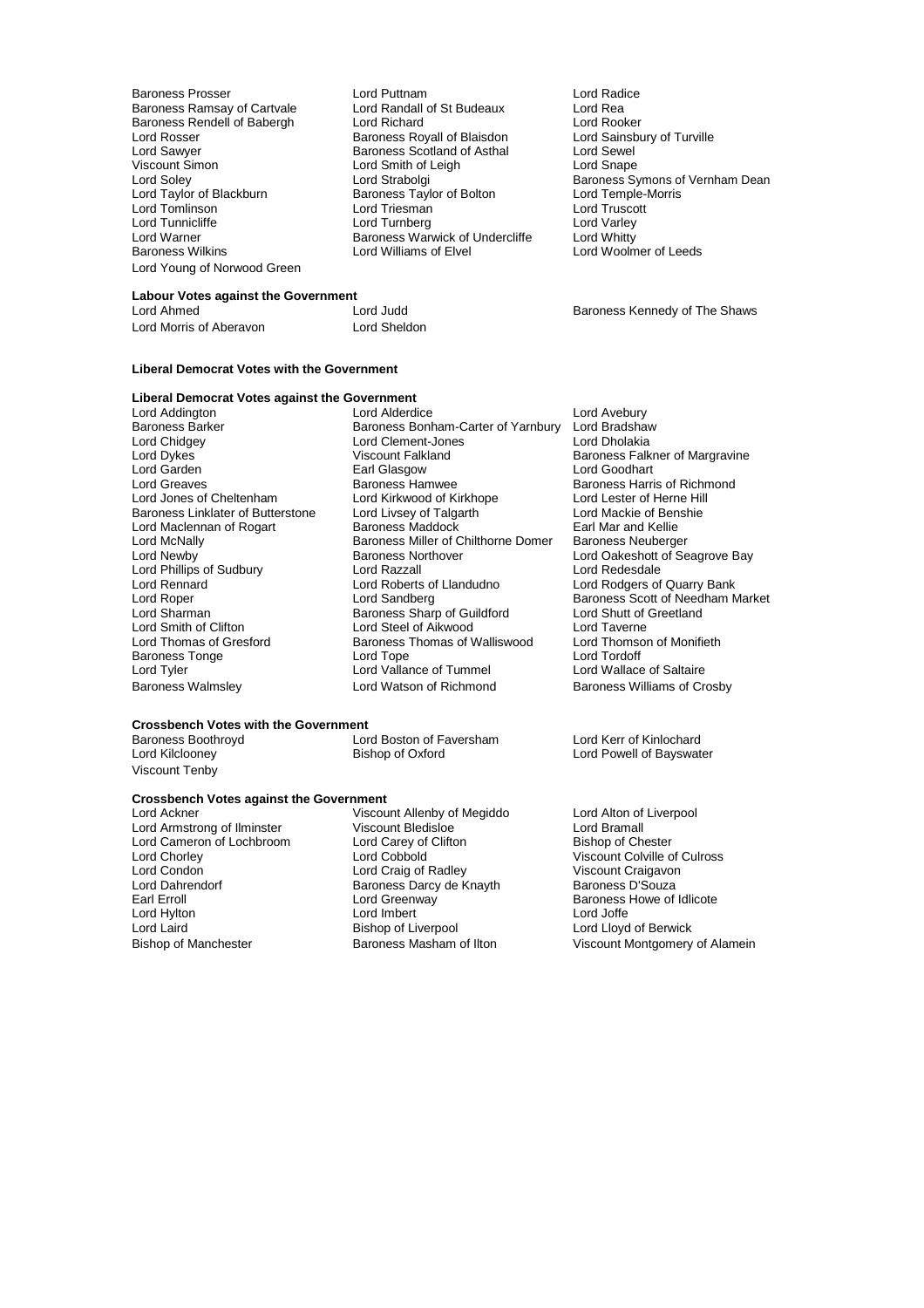Baroness Prosser
Baroness Ramsay of Cartvale
Baroness Rendell of Babergh
Lord Rosser
Lord Sawyer
Viscount Simon
Lord Soley
Lord Taylor of Blackburn
Lord Tomlinson
Lord Tunnicliffe
Lord Warner
Baroness Wilkins
Lord Young of Norwood Green
Lord Puttnam
Lord Randall of St Budeaux
Lord Richard
Baroness Royall of Blaisdon
Baroness Scotland of Asthal
Lord Smith of Leigh
Lord Strabolgi
Baroness Taylor of Bolton
Lord Triesman
Lord Turnberg
Baroness Warwick of Undercliffe
Lord Williams of Elvel
Lord Radice
Lord Rea
Lord Rooker
Lord Sainsbury of Turville
Lord Sewel
Lord Snape
Baroness Symons of Vernham Dean
Lord Temple-Morris
Lord Truscott
Lord Varley
Lord Whitty
Lord Woolmer of Leeds

**Labour Votes against the Government**

Lord Ahmed
Lord Morris of Aberavon
Lord Judd
Lord Sheldon
Baroness Kennedy of The Shaws

**Liberal Democrat Votes with the Government**

**Liberal Democrat Votes against the Government**

Lord Addington
Baroness Barker
Lord Chidgey
Lord Dykes
Lord Garden
Lord Greaves
Lord Jones of Cheltenham
Baroness Linklater of Butterstone
Lord Maclennan of Rogart
Lord McNally
Lord Newby
Lord Phillips of Sudbury
Lord Rennard
Lord Roper
Lord Sharman
Lord Smith of Clifton
Lord Thomas of Gresford
Baroness Tonge
Lord Tyler
Baroness Walmsley
Lord Alderdice
Baroness Bonham-Carter of Yarnbury
Lord Clement-Jones
Viscount Falkland
Earl Glasgow
Baroness Hamwee
Lord Kirkwood of Kirkhope
Lord Livsey of Talgarth
Baroness Maddock
Baroness Miller of Chilthorne Domer
Baroness Northover
Lord Razzall
Lord Roberts of Llandudno
Lord Sandberg
Baroness Sharp of Guildford
Lord Steel of Aikwood
Baroness Thomas of Walliswood
Lord Tope
Lord Vallance of Tummel
Lord Watson of Richmond
Lord Avebury
Lord Bradshaw
Lord Dholakia
Baroness Falkner of Margravine
Lord Goodhart
Baroness Harris of Richmond
Lord Lester of Herne Hill
Lord Mackie of Benshie
Earl Mar and Kellie
Baroness Neuberger
Lord Oakeshott of Seagrove Bay
Lord Redesdale
Lord Rodgers of Quarry Bank
Baroness Scott of Needham Market
Lord Shutt of Greetland
Lord Taverne
Lord Thomson of Monifieth
Lord Tordoff
Lord Wallace of Saltaire
Baroness Williams of Crosby

**Crossbench Votes with the Government**

Baroness Boothroyd
Lord Kilclooney
Viscount Tenby
Lord Boston of Faversham
Bishop of Oxford
Lord Kerr of Kinlochard
Lord Powell of Bayswater

**Crossbench Votes against the Government**

Lord Ackner
Lord Armstrong of Ilminster
Lord Cameron of Lochbroom
Lord Chorley
Lord Condon
Lord Dahrendorf
Earl Erroll
Lord Hylton
Lord Laird
Bishop of Manchester
Viscount Allenby of Megiddo
Viscount Bledisloe
Lord Carey of Clifton
Lord Cobbold
Lord Craig of Radley
Baroness Darcy de Knayth
Lord Greenway
Lord Imbert
Bishop of Liverpool
Baroness Masham of Ilton
Lord Alton of Liverpool
Lord Bramall
Bishop of Chester
Viscount Colville of Culross
Viscount Craigavon
Baroness D'Souza
Baroness Howe of Idlicote
Lord Joffe
Lord Lloyd of Berwick
Viscount Montgomery of Alamein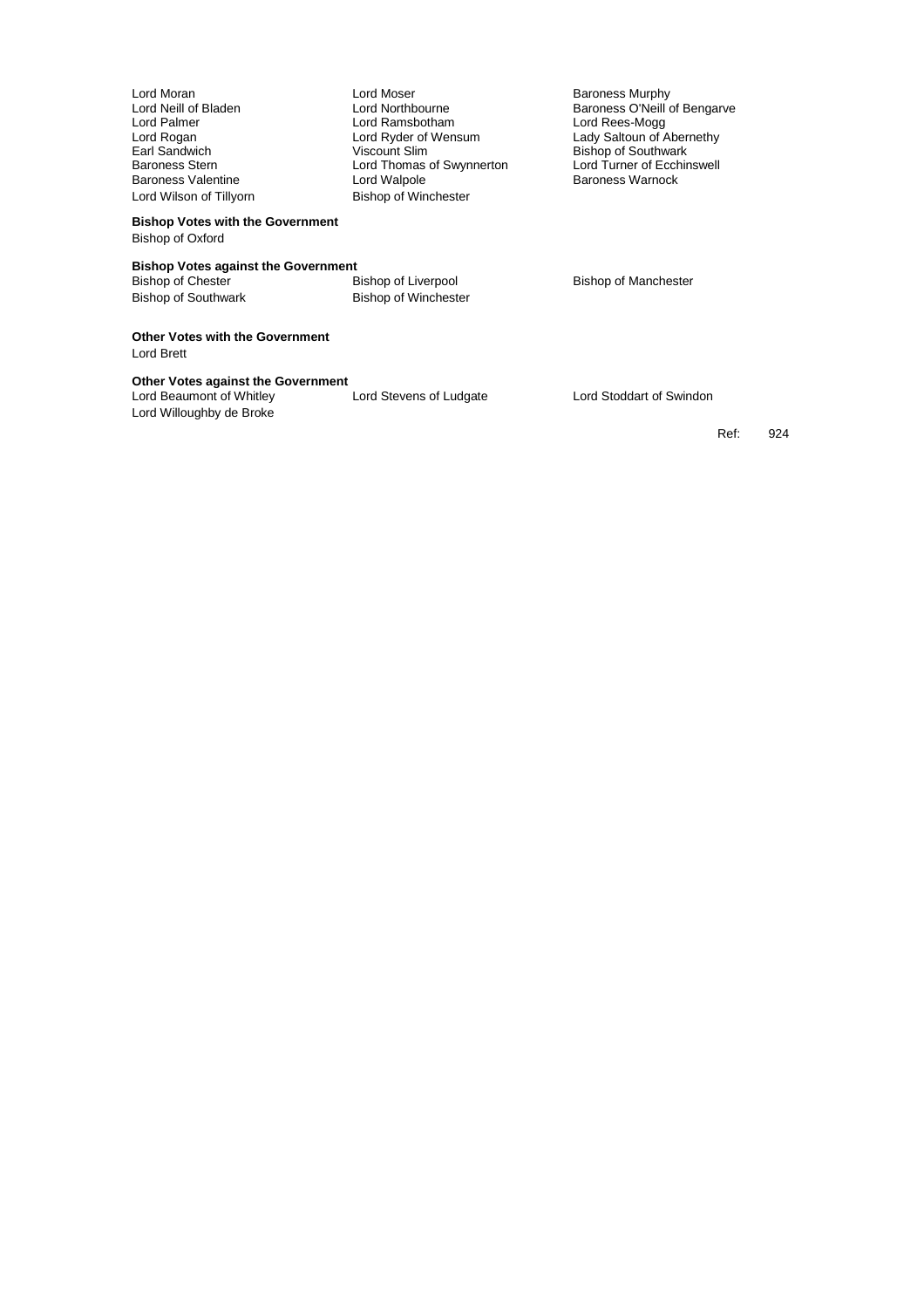| | | |
|---|---|---|
| Lord Moran | Lord Moser | Baroness Murphy |
| Lord Neill of Bladen | Lord Northbourne | Baroness O'Neill of Bengarve |
| Lord Palmer | Lord Ramsbotham | Lord Rees-Mogg |
| Lord Rogan | Lord Ryder of Wensum | Lady Saltoun of Abernethy |
| Earl Sandwich | Viscount Slim | Bishop of Southwark |
| Baroness Stern | Lord Thomas of Swynnerton | Lord Turner of Ecchinswell |
| Baroness Valentine | Lord Walpole | Baroness Warnock |
| Lord Wilson of Tillyorn | Bishop of Winchester | |

**Bishop Votes with the Government**

Bishop of Oxford

**Bishop Votes against the Government**

| | | |
|---|---|---|
| Bishop of Chester | Bishop of Liverpool | Bishop of Manchester |
| Bishop of Southwark | Bishop of Winchester | |

**Other Votes with the Government**

Lord Brett

**Other Votes against the Government**

| | | |
|---|---|---|
| Lord Beaumont of Whitley | Lord Stevens of Ludgate | Lord Stoddart of Swindon |
| Lord Willoughby de Broke | | |

Ref: 924